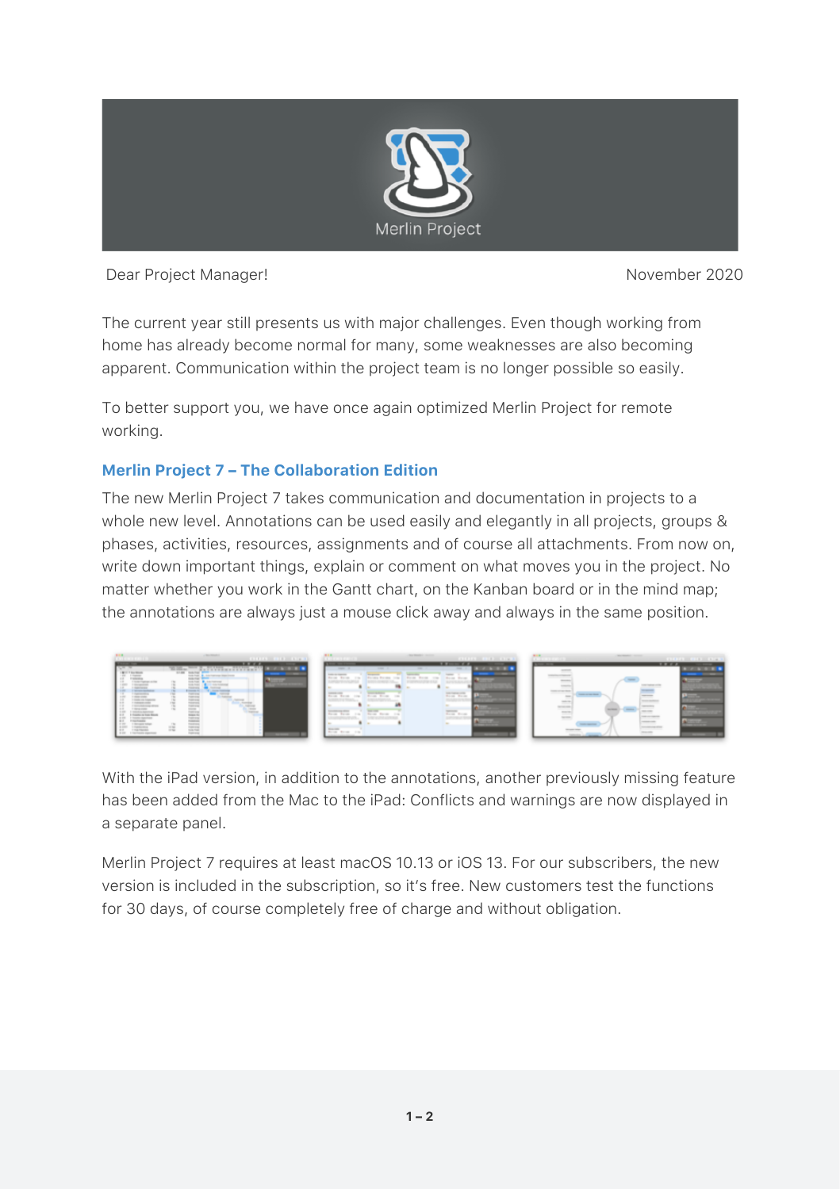Merlin Project

Dear Project Manager!

November 2020

The current year still presents us with major challenges. Even though working from home has already become normal for many, some weaknesses are also becoming apparent. Communication within the project team is no longer possible so easily.

To better support you, we have once again optimized Merlin Project for remote working.

## Merlin Project 7 – The Collaboration Edition

The new Merlin Project 7 takes communication and documentation in projects to a whole new level. Annotations can be used easily and elegantly in all projects, groups & phases, activities, resources, assignments and of course all attachments. From now on, write down important things, explain or comment on what moves you in the project. No matter whether you work in the Gantt chart, on the Kanban board or in the mind map; the annotations are always just a mouse click away and always in the same position.

With the iPad version, in addition to the annotations, another previously missing feature has been added from the Mac to the iPad: Conflicts and warnings are now displayed in a separate panel.

Merlin Project 7 requires at least macOS 10.13 or iOS 13. For our subscribers, the new version is included in the subscription, so it's free. New customers test the functions for 30 days, of course completely free of charge and without obligation.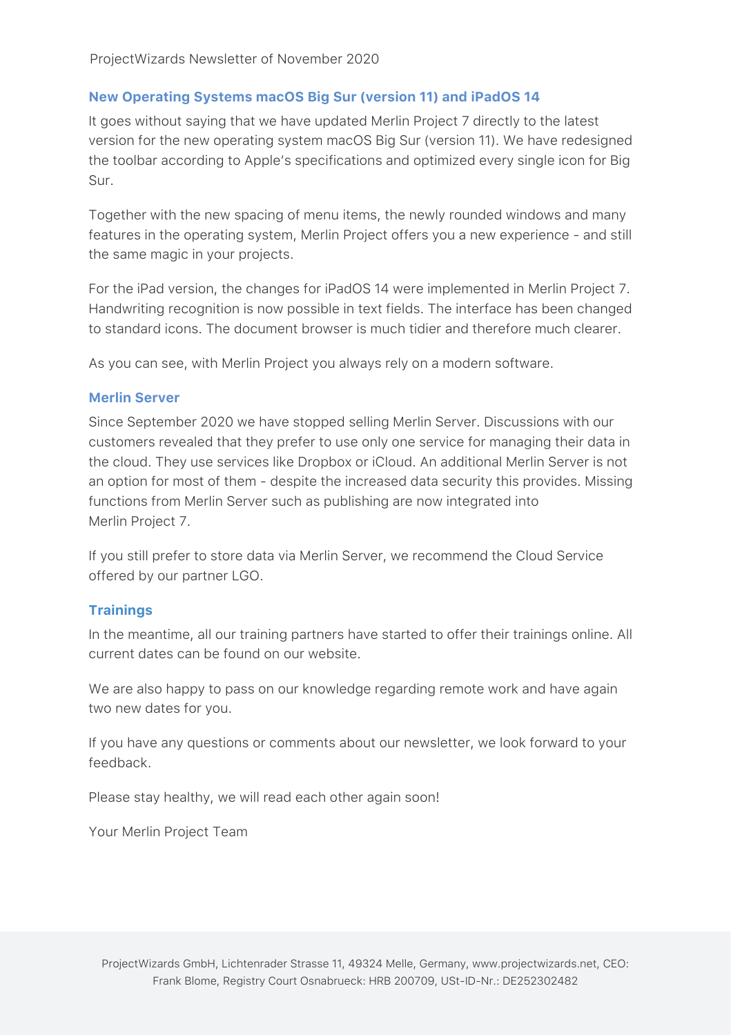ProjectWizards Newsletter of November 2020

## New Operating Systems macOS Big Sur (version 11) and iPadOS 14

It goes without saying that we have updated Merlin Project 7 directly to the latest version for the new operating system macOS Big Sur (version 11). We have redesigned the toolbar according to Apple's specifications and optimized every single icon for Big Sur.

Together with the new spacing of menu items, the newly rounded windows and many features in the operating system, Merlin Project offers you a new experience - and still the same magic in your projects.

For the iPad version, the changes for iPadOS 14 were implemented in Merlin Project 7. Handwriting recognition is now possible in text fields. The interface has been changed to standard icons. The document browser is much tidier and therefore much clearer.

As you can see, with Merlin Project you always rely on a modern software.

## Merlin Server

Since September 2020 we have stopped selling Merlin Server. Discussions with our customers revealed that they prefer to use only one service for managing their data in the cloud. They use services like Dropbox or iCloud. An additional Merlin Server is not an option for most of them - despite the increased data security this provides. Missing functions from Merlin Server such as publishing are now integrated into Merlin Project 7.

If you still prefer to store data via Merlin Server, we recommend the Cloud Service offered by our partner LGO.

## Trainings

In the meantime, all our training partners have started to offer their trainings online. All current dates can be found on our website.

We are also happy to pass on our knowledge regarding remote work and have again two new dates for you.

If you have any questions or comments about our newsletter, we look forward to your feedback.

Please stay healthy, we will read each other again soon!

Your Merlin Project Team

ProjectWizards GmbH, Lichtenrader Strasse 11, 49324 Melle, Germany, www.projectwizards.net, CEO: Frank Blome, Registry Court Osnabrueck: HRB 200709, USt-ID-Nr.: DE252302482